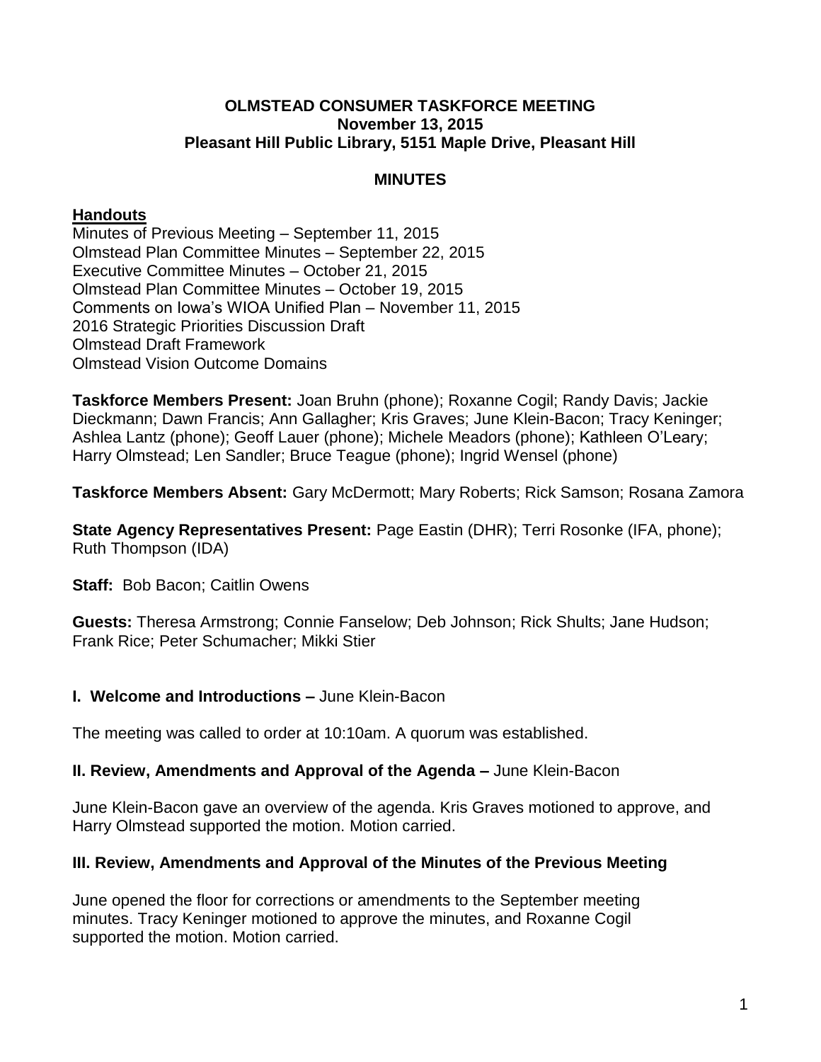# OLMSTEAD CONSUMER TASKFORCE MEETING
**November 13, 2015**
**Pleasant Hill Public Library, 5151 Maple Drive, Pleasant Hill**

## MINUTES

**Handouts**

Minutes of Previous Meeting – September 11, 2015
Olmstead Plan Committee Minutes – September 22, 2015
Executive Committee Minutes – October 21, 2015
Olmstead Plan Committee Minutes – October 19, 2015
Comments on Iowa's WIOA Unified Plan – November 11, 2015
2016 Strategic Priorities Discussion Draft
Olmstead Draft Framework
Olmstead Vision Outcome Domains

**Taskforce Members Present:** Joan Bruhn (phone); Roxanne Cogil; Randy Davis; Jackie Dieckmann; Dawn Francis; Ann Gallagher; Kris Graves; June Klein-Bacon; Tracy Keninger; Ashlea Lantz (phone); Geoff Lauer (phone); Michele Meadors (phone); Kathleen O'Leary; Harry Olmstead; Len Sandler; Bruce Teague (phone); Ingrid Wensel (phone)

**Taskforce Members Absent:** Gary McDermott; Mary Roberts; Rick Samson; Rosana Zamora

**State Agency Representatives Present:** Page Eastin (DHR); Terri Rosonke (IFA, phone); Ruth Thompson (IDA)

**Staff:** Bob Bacon; Caitlin Owens

**Guests:** Theresa Armstrong; Connie Fanselow; Deb Johnson; Rick Shults; Jane Hudson; Frank Rice; Peter Schumacher; Mikki Stier

### I. Welcome and Introductions – June Klein-Bacon

The meeting was called to order at 10:10am. A quorum was established.

### II. Review, Amendments and Approval of the Agenda – June Klein-Bacon

June Klein-Bacon gave an overview of the agenda. Kris Graves motioned to approve, and Harry Olmstead supported the motion. Motion carried.

### III. Review, Amendments and Approval of the Minutes of the Previous Meeting

June opened the floor for corrections or amendments to the September meeting minutes. Tracy Keninger motioned to approve the minutes, and Roxanne Cogil supported the motion. Motion carried.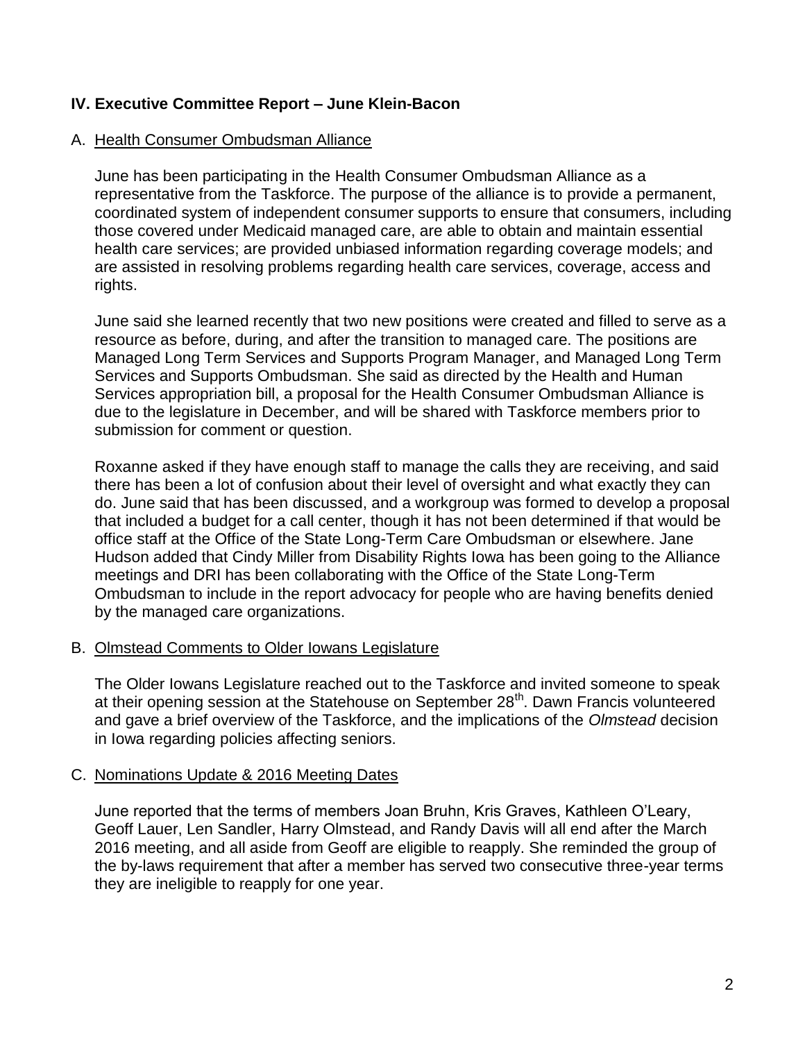## IV. Executive Committee Report – June Klein-Bacon

### A. Health Consumer Ombudsman Alliance

June has been participating in the Health Consumer Ombudsman Alliance as a representative from the Taskforce. The purpose of the alliance is to provide a permanent, coordinated system of independent consumer supports to ensure that consumers, including those covered under Medicaid managed care, are able to obtain and maintain essential health care services; are provided unbiased information regarding coverage models; and are assisted in resolving problems regarding health care services, coverage, access and rights.

June said she learned recently that two new positions were created and filled to serve as a resource as before, during, and after the transition to managed care. The positions are Managed Long Term Services and Supports Program Manager, and Managed Long Term Services and Supports Ombudsman. She said as directed by the Health and Human Services appropriation bill, a proposal for the Health Consumer Ombudsman Alliance is due to the legislature in December, and will be shared with Taskforce members prior to submission for comment or question.

Roxanne asked if they have enough staff to manage the calls they are receiving, and said there has been a lot of confusion about their level of oversight and what exactly they can do. June said that has been discussed, and a workgroup was formed to develop a proposal that included a budget for a call center, though it has not been determined if that would be office staff at the Office of the State Long-Term Care Ombudsman or elsewhere. Jane Hudson added that Cindy Miller from Disability Rights Iowa has been going to the Alliance meetings and DRI has been collaborating with the Office of the State Long-Term Ombudsman to include in the report advocacy for people who are having benefits denied by the managed care organizations.

### B. Olmstead Comments to Older Iowans Legislature

The Older Iowans Legislature reached out to the Taskforce and invited someone to speak at their opening session at the Statehouse on September 28th. Dawn Francis volunteered and gave a brief overview of the Taskforce, and the implications of the *Olmstead* decision in Iowa regarding policies affecting seniors.

### C. Nominations Update & 2016 Meeting Dates

June reported that the terms of members Joan Bruhn, Kris Graves, Kathleen O'Leary, Geoff Lauer, Len Sandler, Harry Olmstead, and Randy Davis will all end after the March 2016 meeting, and all aside from Geoff are eligible to reapply. She reminded the group of the by-laws requirement that after a member has served two consecutive three-year terms they are ineligible to reapply for one year.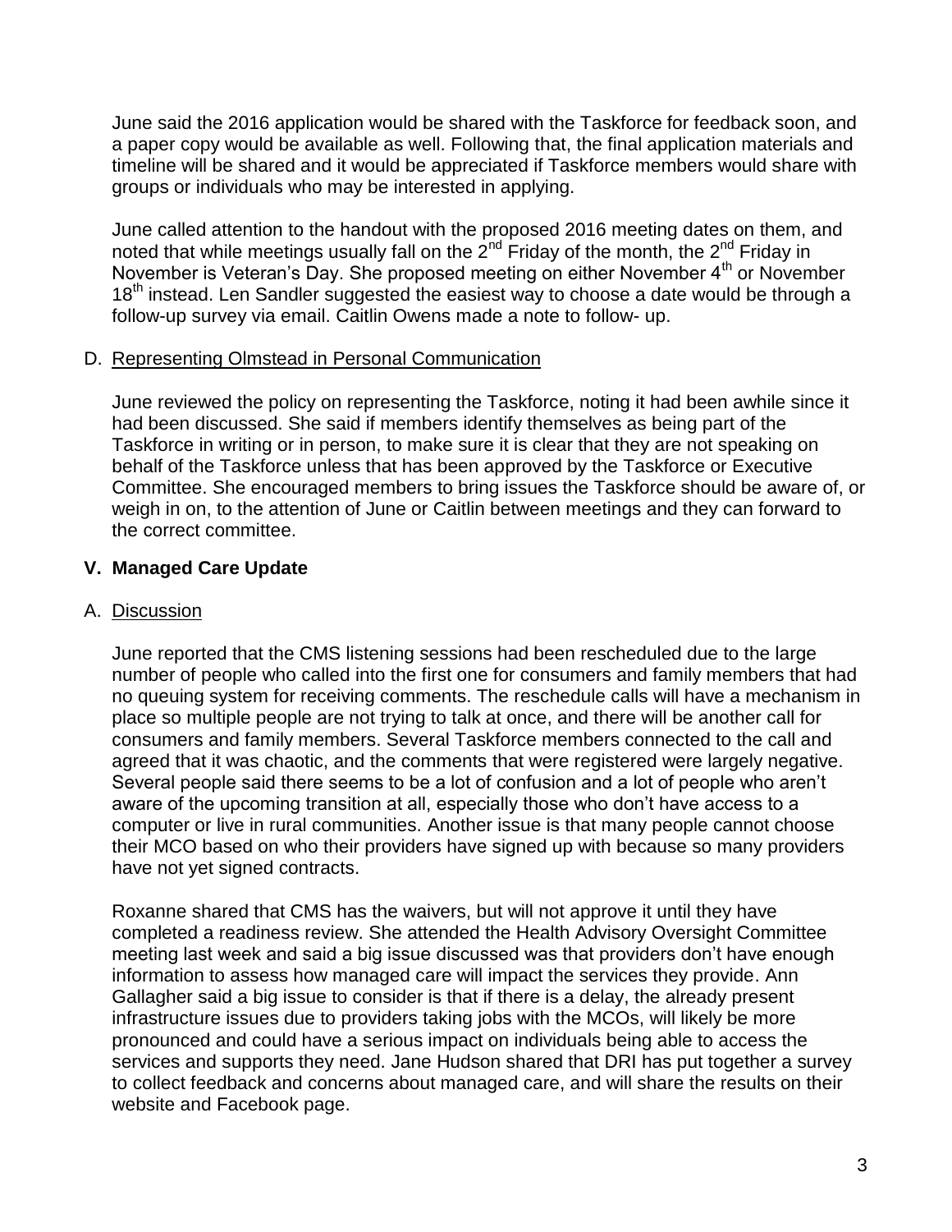June said the 2016 application would be shared with the Taskforce for feedback soon, and a paper copy would be available as well. Following that, the final application materials and timeline will be shared and it would be appreciated if Taskforce members would share with groups or individuals who may be interested in applying.

June called attention to the handout with the proposed 2016 meeting dates on them, and noted that while meetings usually fall on the 2nd Friday of the month, the 2nd Friday in November is Veteran's Day. She proposed meeting on either November 4th or November 18th instead. Len Sandler suggested the easiest way to choose a date would be through a follow-up survey via email. Caitlin Owens made a note to follow- up.

D. Representing Olmstead in Personal Communication

June reviewed the policy on representing the Taskforce, noting it had been awhile since it had been discussed. She said if members identify themselves as being part of the Taskforce in writing or in person, to make sure it is clear that they are not speaking on behalf of the Taskforce unless that has been approved by the Taskforce or Executive Committee. She encouraged members to bring issues the Taskforce should be aware of, or weigh in on, to the attention of June or Caitlin between meetings and they can forward to the correct committee.

## V. Managed Care Update

A. Discussion

June reported that the CMS listening sessions had been rescheduled due to the large number of people who called into the first one for consumers and family members that had no queuing system for receiving comments. The reschedule calls will have a mechanism in place so multiple people are not trying to talk at once, and there will be another call for consumers and family members. Several Taskforce members connected to the call and agreed that it was chaotic, and the comments that were registered were largely negative. Several people said there seems to be a lot of confusion and a lot of people who aren't aware of the upcoming transition at all, especially those who don't have access to a computer or live in rural communities. Another issue is that many people cannot choose their MCO based on who their providers have signed up with because so many providers have not yet signed contracts.

Roxanne shared that CMS has the waivers, but will not approve it until they have completed a readiness review. She attended the Health Advisory Oversight Committee meeting last week and said a big issue discussed was that providers don't have enough information to assess how managed care will impact the services they provide. Ann Gallagher said a big issue to consider is that if there is a delay, the already present infrastructure issues due to providers taking jobs with the MCOs, will likely be more pronounced and could have a serious impact on individuals being able to access the services and supports they need. Jane Hudson shared that DRI has put together a survey to collect feedback and concerns about managed care, and will share the results on their website and Facebook page.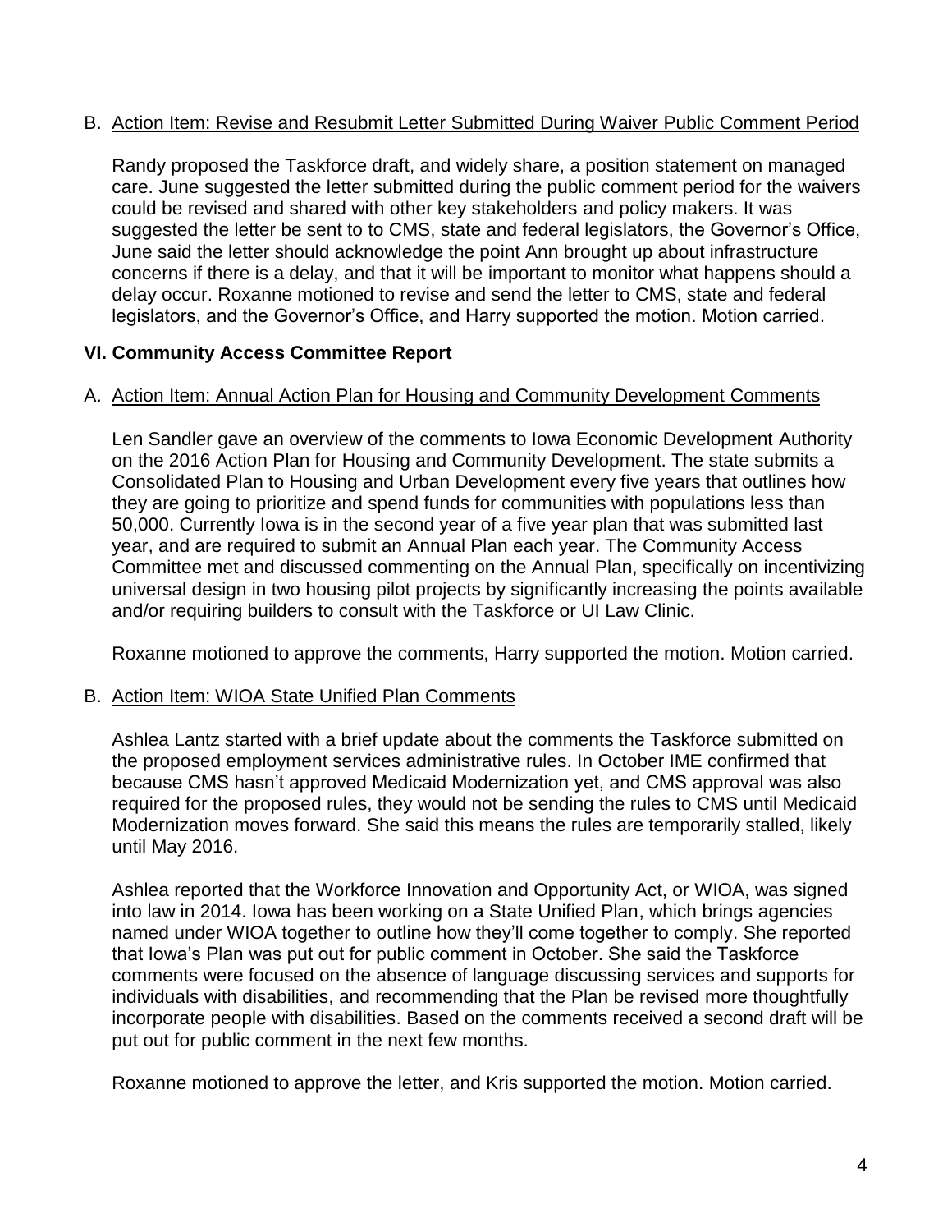B. Action Item: Revise and Resubmit Letter Submitted During Waiver Public Comment Period

Randy proposed the Taskforce draft, and widely share, a position statement on managed care. June suggested the letter submitted during the public comment period for the waivers could be revised and shared with other key stakeholders and policy makers. It was suggested the letter be sent to to CMS, state and federal legislators, the Governor's Office, June said the letter should acknowledge the point Ann brought up about infrastructure concerns if there is a delay, and that it will be important to monitor what happens should a delay occur. Roxanne motioned to revise and send the letter to CMS, state and federal legislators, and the Governor's Office, and Harry supported the motion. Motion carried.

## VI. Community Access Committee Report

A. Action Item: Annual Action Plan for Housing and Community Development Comments

Len Sandler gave an overview of the comments to Iowa Economic Development Authority on the 2016 Action Plan for Housing and Community Development. The state submits a Consolidated Plan to Housing and Urban Development every five years that outlines how they are going to prioritize and spend funds for communities with populations less than 50,000. Currently Iowa is in the second year of a five year plan that was submitted last year, and are required to submit an Annual Plan each year. The Community Access Committee met and discussed commenting on the Annual Plan, specifically on incentivizing universal design in two housing pilot projects by significantly increasing the points available and/or requiring builders to consult with the Taskforce or UI Law Clinic.

Roxanne motioned to approve the comments, Harry supported the motion. Motion carried.

B. Action Item: WIOA State Unified Plan Comments

Ashlea Lantz started with a brief update about the comments the Taskforce submitted on the proposed employment services administrative rules. In October IME confirmed that because CMS hasn't approved Medicaid Modernization yet, and CMS approval was also required for the proposed rules, they would not be sending the rules to CMS until Medicaid Modernization moves forward. She said this means the rules are temporarily stalled, likely until May 2016.

Ashlea reported that the Workforce Innovation and Opportunity Act, or WIOA, was signed into law in 2014. Iowa has been working on a State Unified Plan, which brings agencies named under WIOA together to outline how they'll come together to comply. She reported that Iowa's Plan was put out for public comment in October. She said the Taskforce comments were focused on the absence of language discussing services and supports for individuals with disabilities, and recommending that the Plan be revised more thoughtfully incorporate people with disabilities. Based on the comments received a second draft will be put out for public comment in the next few months.

Roxanne motioned to approve the letter, and Kris supported the motion. Motion carried.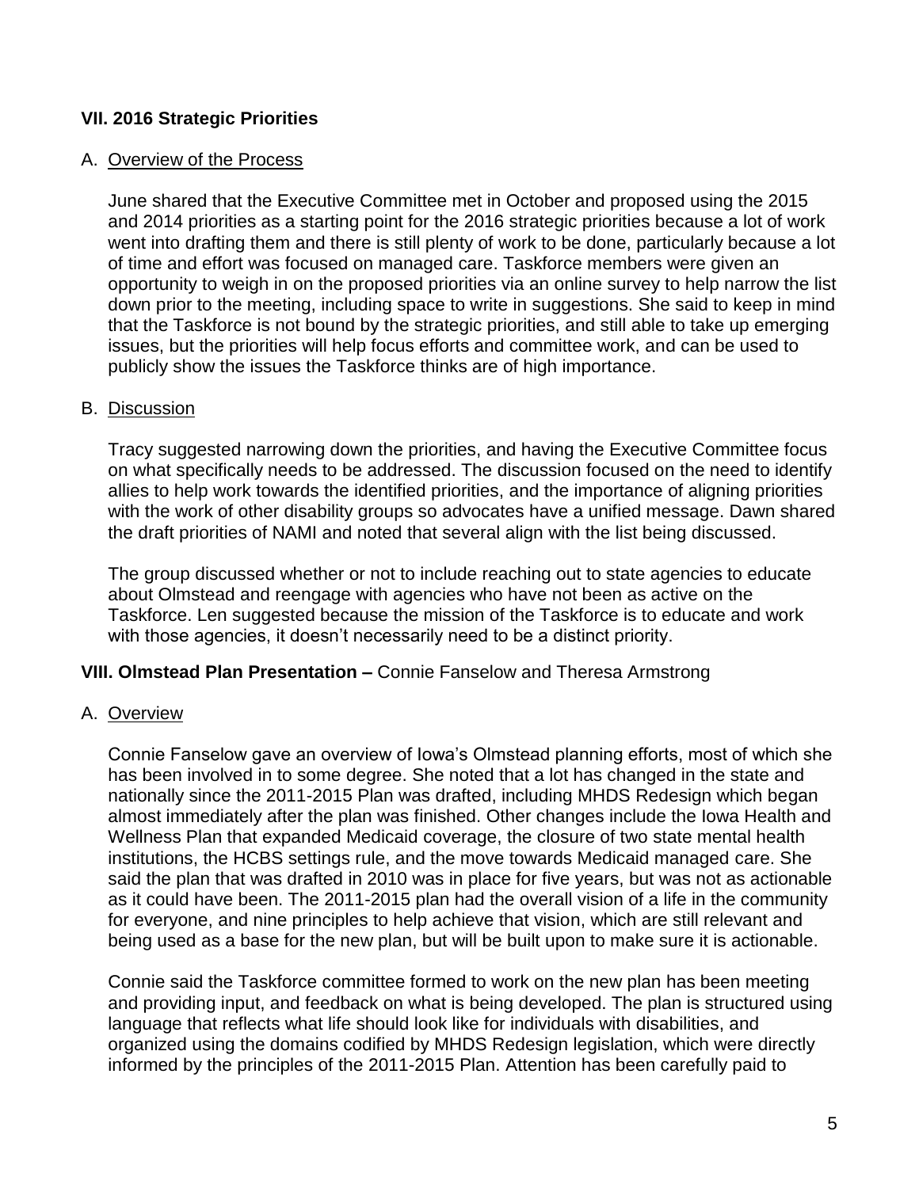**VII. 2016 Strategic Priorities**

A. Overview of the Process

June shared that the Executive Committee met in October and proposed using the 2015 and 2014 priorities as a starting point for the 2016 strategic priorities because a lot of work went into drafting them and there is still plenty of work to be done, particularly because a lot of time and effort was focused on managed care. Taskforce members were given an opportunity to weigh in on the proposed priorities via an online survey to help narrow the list down prior to the meeting, including space to write in suggestions. She said to keep in mind that the Taskforce is not bound by the strategic priorities, and still able to take up emerging issues, but the priorities will help focus efforts and committee work, and can be used to publicly show the issues the Taskforce thinks are of high importance.

B. Discussion

Tracy suggested narrowing down the priorities, and having the Executive Committee focus on what specifically needs to be addressed. The discussion focused on the need to identify allies to help work towards the identified priorities, and the importance of aligning priorities with the work of other disability groups so advocates have a unified message. Dawn shared the draft priorities of NAMI and noted that several align with the list being discussed.

The group discussed whether or not to include reaching out to state agencies to educate about Olmstead and reengage with agencies who have not been as active on the Taskforce. Len suggested because the mission of the Taskforce is to educate and work with those agencies, it doesn't necessarily need to be a distinct priority.

**VIII. Olmstead Plan Presentation –** Connie Fanselow and Theresa Armstrong

A. Overview

Connie Fanselow gave an overview of Iowa's Olmstead planning efforts, most of which she has been involved in to some degree. She noted that a lot has changed in the state and nationally since the 2011-2015 Plan was drafted, including MHDS Redesign which began almost immediately after the plan was finished. Other changes include the Iowa Health and Wellness Plan that expanded Medicaid coverage, the closure of two state mental health institutions, the HCBS settings rule, and the move towards Medicaid managed care. She said the plan that was drafted in 2010 was in place for five years, but was not as actionable as it could have been. The 2011-2015 plan had the overall vision of a life in the community for everyone, and nine principles to help achieve that vision, which are still relevant and being used as a base for the new plan, but will be built upon to make sure it is actionable.

Connie said the Taskforce committee formed to work on the new plan has been meeting and providing input, and feedback on what is being developed. The plan is structured using language that reflects what life should look like for individuals with disabilities, and organized using the domains codified by MHDS Redesign legislation, which were directly informed by the principles of the 2011-2015 Plan. Attention has been carefully paid to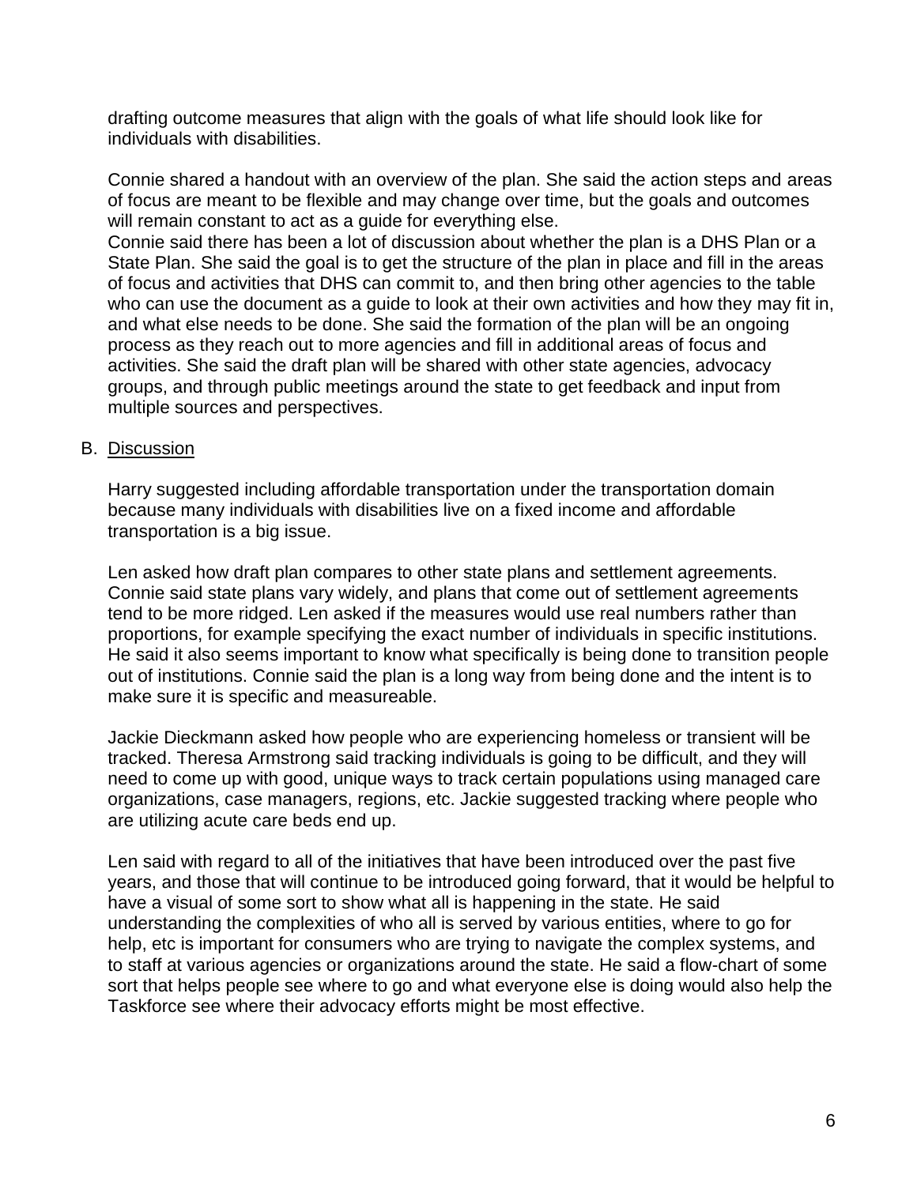drafting outcome measures that align with the goals of what life should look like for individuals with disabilities.

Connie shared a handout with an overview of the plan. She said the action steps and areas of focus are meant to be flexible and may change over time, but the goals and outcomes will remain constant to act as a guide for everything else.

Connie said there has been a lot of discussion about whether the plan is a DHS Plan or a State Plan. She said the goal is to get the structure of the plan in place and fill in the areas of focus and activities that DHS can commit to, and then bring other agencies to the table who can use the document as a guide to look at their own activities and how they may fit in, and what else needs to be done. She said the formation of the plan will be an ongoing process as they reach out to more agencies and fill in additional areas of focus and activities. She said the draft plan will be shared with other state agencies, advocacy groups, and through public meetings around the state to get feedback and input from multiple sources and perspectives.

B. Discussion

Harry suggested including affordable transportation under the transportation domain because many individuals with disabilities live on a fixed income and affordable transportation is a big issue.

Len asked how draft plan compares to other state plans and settlement agreements. Connie said state plans vary widely, and plans that come out of settlement agreements tend to be more ridged. Len asked if the measures would use real numbers rather than proportions, for example specifying the exact number of individuals in specific institutions. He said it also seems important to know what specifically is being done to transition people out of institutions. Connie said the plan is a long way from being done and the intent is to make sure it is specific and measureable.

Jackie Dieckmann asked how people who are experiencing homeless or transient will be tracked. Theresa Armstrong said tracking individuals is going to be difficult, and they will need to come up with good, unique ways to track certain populations using managed care organizations, case managers, regions, etc. Jackie suggested tracking where people who are utilizing acute care beds end up.

Len said with regard to all of the initiatives that have been introduced over the past five years, and those that will continue to be introduced going forward, that it would be helpful to have a visual of some sort to show what all is happening in the state. He said understanding the complexities of who all is served by various entities, where to go for help, etc is important for consumers who are trying to navigate the complex systems, and to staff at various agencies or organizations around the state. He said a flow-chart of some sort that helps people see where to go and what everyone else is doing would also help the Taskforce see where their advocacy efforts might be most effective.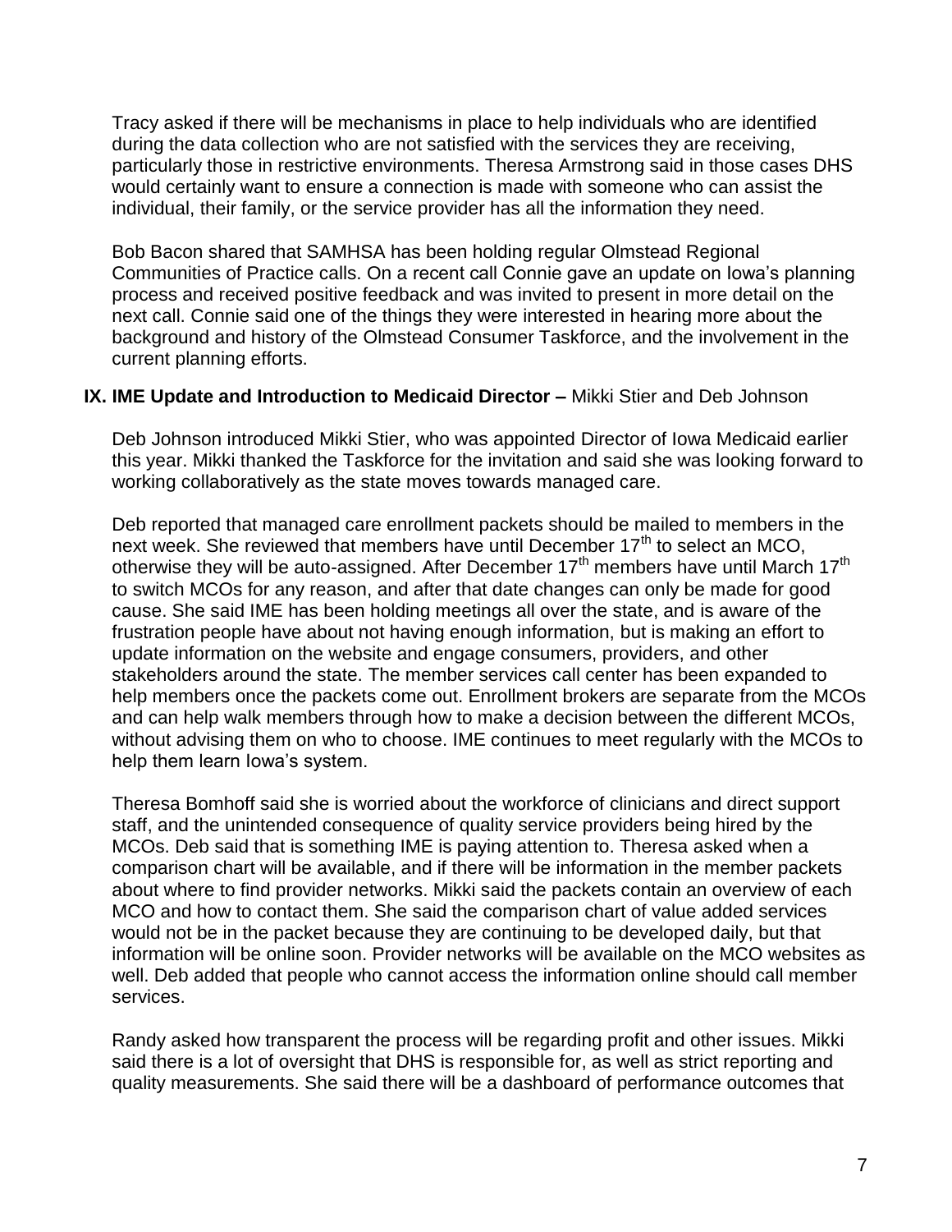Tracy asked if there will be mechanisms in place to help individuals who are identified during the data collection who are not satisfied with the services they are receiving, particularly those in restrictive environments. Theresa Armstrong said in those cases DHS would certainly want to ensure a connection is made with someone who can assist the individual, their family, or the service provider has all the information they need.

Bob Bacon shared that SAMHSA has been holding regular Olmstead Regional Communities of Practice calls. On a recent call Connie gave an update on Iowa's planning process and received positive feedback and was invited to present in more detail on the next call. Connie said one of the things they were interested in hearing more about the background and history of the Olmstead Consumer Taskforce, and the involvement in the current planning efforts.

## IX. IME Update and Introduction to Medicaid Director – Mikki Stier and Deb Johnson

Deb Johnson introduced Mikki Stier, who was appointed Director of Iowa Medicaid earlier this year. Mikki thanked the Taskforce for the invitation and said she was looking forward to working collaboratively as the state moves towards managed care.

Deb reported that managed care enrollment packets should be mailed to members in the next week. She reviewed that members have until December 17th to select an MCO, otherwise they will be auto-assigned. After December 17th members have until March 17th to switch MCOs for any reason, and after that date changes can only be made for good cause. She said IME has been holding meetings all over the state, and is aware of the frustration people have about not having enough information, but is making an effort to update information on the website and engage consumers, providers, and other stakeholders around the state. The member services call center has been expanded to help members once the packets come out. Enrollment brokers are separate from the MCOs and can help walk members through how to make a decision between the different MCOs, without advising them on who to choose. IME continues to meet regularly with the MCOs to help them learn Iowa's system.

Theresa Bomhoff said she is worried about the workforce of clinicians and direct support staff, and the unintended consequence of quality service providers being hired by the MCOs. Deb said that is something IME is paying attention to. Theresa asked when a comparison chart will be available, and if there will be information in the member packets about where to find provider networks. Mikki said the packets contain an overview of each MCO and how to contact them. She said the comparison chart of value added services would not be in the packet because they are continuing to be developed daily, but that information will be online soon. Provider networks will be available on the MCO websites as well. Deb added that people who cannot access the information online should call member services.

Randy asked how transparent the process will be regarding profit and other issues. Mikki said there is a lot of oversight that DHS is responsible for, as well as strict reporting and quality measurements. She said there will be a dashboard of performance outcomes that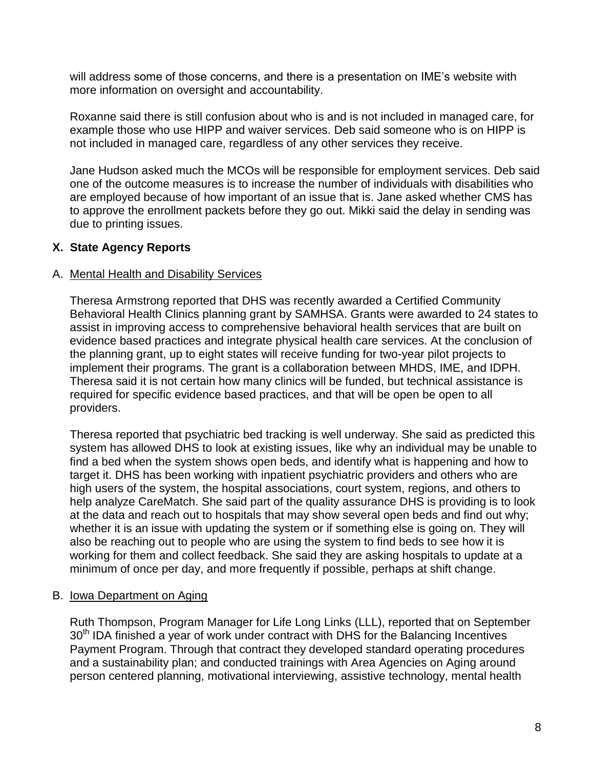will address some of those concerns, and there is a presentation on IME's website with more information on oversight and accountability.

Roxanne said there is still confusion about who is and is not included in managed care, for example those who use HIPP and waiver services. Deb said someone who is on HIPP is not included in managed care, regardless of any other services they receive.

Jane Hudson asked much the MCOs will be responsible for employment services. Deb said one of the outcome measures is to increase the number of individuals with disabilities who are employed because of how important of an issue that is. Jane asked whether CMS has to approve the enrollment packets before they go out. Mikki said the delay in sending was due to printing issues.

## X. State Agency Reports

### A. Mental Health and Disability Services

Theresa Armstrong reported that DHS was recently awarded a Certified Community Behavioral Health Clinics planning grant by SAMHSA. Grants were awarded to 24 states to assist in improving access to comprehensive behavioral health services that are built on evidence based practices and integrate physical health care services. At the conclusion of the planning grant, up to eight states will receive funding for two-year pilot projects to implement their programs. The grant is a collaboration between MHDS, IME, and IDPH. Theresa said it is not certain how many clinics will be funded, but technical assistance is required for specific evidence based practices, and that will be open be open to all providers.

Theresa reported that psychiatric bed tracking is well underway. She said as predicted this system has allowed DHS to look at existing issues, like why an individual may be unable to find a bed when the system shows open beds, and identify what is happening and how to target it. DHS has been working with inpatient psychiatric providers and others who are high users of the system, the hospital associations, court system, regions, and others to help analyze CareMatch. She said part of the quality assurance DHS is providing is to look at the data and reach out to hospitals that may show several open beds and find out why; whether it is an issue with updating the system or if something else is going on. They will also be reaching out to people who are using the system to find beds to see how it is working for them and collect feedback. She said they are asking hospitals to update at a minimum of once per day, and more frequently if possible, perhaps at shift change.

### B. Iowa Department on Aging

Ruth Thompson, Program Manager for Life Long Links (LLL), reported that on September 30th IDA finished a year of work under contract with DHS for the Balancing Incentives Payment Program. Through that contract they developed standard operating procedures and a sustainability plan; and conducted trainings with Area Agencies on Aging around person centered planning, motivational interviewing, assistive technology, mental health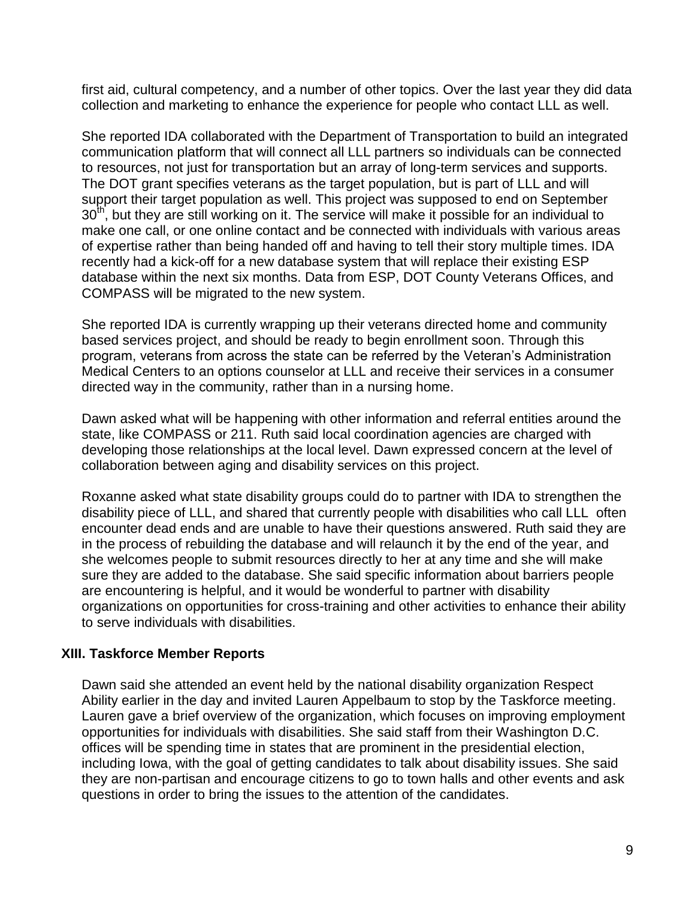first aid, cultural competency, and a number of other topics. Over the last year they did data collection and marketing to enhance the experience for people who contact LLL as well.

She reported IDA collaborated with the Department of Transportation to build an integrated communication platform that will connect all LLL partners so individuals can be connected to resources, not just for transportation but an array of long-term services and supports. The DOT grant specifies veterans as the target population, but is part of LLL and will support their target population as well. This project was supposed to end on September 30th, but they are still working on it. The service will make it possible for an individual to make one call, or one online contact and be connected with individuals with various areas of expertise rather than being handed off and having to tell their story multiple times. IDA recently had a kick-off for a new database system that will replace their existing ESP database within the next six months. Data from ESP, DOT County Veterans Offices, and COMPASS will be migrated to the new system.

She reported IDA is currently wrapping up their veterans directed home and community based services project, and should be ready to begin enrollment soon. Through this program, veterans from across the state can be referred by the Veteran's Administration Medical Centers to an options counselor at LLL and receive their services in a consumer directed way in the community, rather than in a nursing home.

Dawn asked what will be happening with other information and referral entities around the state, like COMPASS or 211. Ruth said local coordination agencies are charged with developing those relationships at the local level. Dawn expressed concern at the level of collaboration between aging and disability services on this project.

Roxanne asked what state disability groups could do to partner with IDA to strengthen the disability piece of LLL, and shared that currently people with disabilities who call LLL often encounter dead ends and are unable to have their questions answered. Ruth said they are in the process of rebuilding the database and will relaunch it by the end of the year, and she welcomes people to submit resources directly to her at any time and she will make sure they are added to the database. She said specific information about barriers people are encountering is helpful, and it would be wonderful to partner with disability organizations on opportunities for cross-training and other activities to enhance their ability to serve individuals with disabilities.

## XIII. Taskforce Member Reports

Dawn said she attended an event held by the national disability organization Respect Ability earlier in the day and invited Lauren Appelbaum to stop by the Taskforce meeting. Lauren gave a brief overview of the organization, which focuses on improving employment opportunities for individuals with disabilities. She said staff from their Washington D.C. offices will be spending time in states that are prominent in the presidential election, including Iowa, with the goal of getting candidates to talk about disability issues. She said they are non-partisan and encourage citizens to go to town halls and other events and ask questions in order to bring the issues to the attention of the candidates.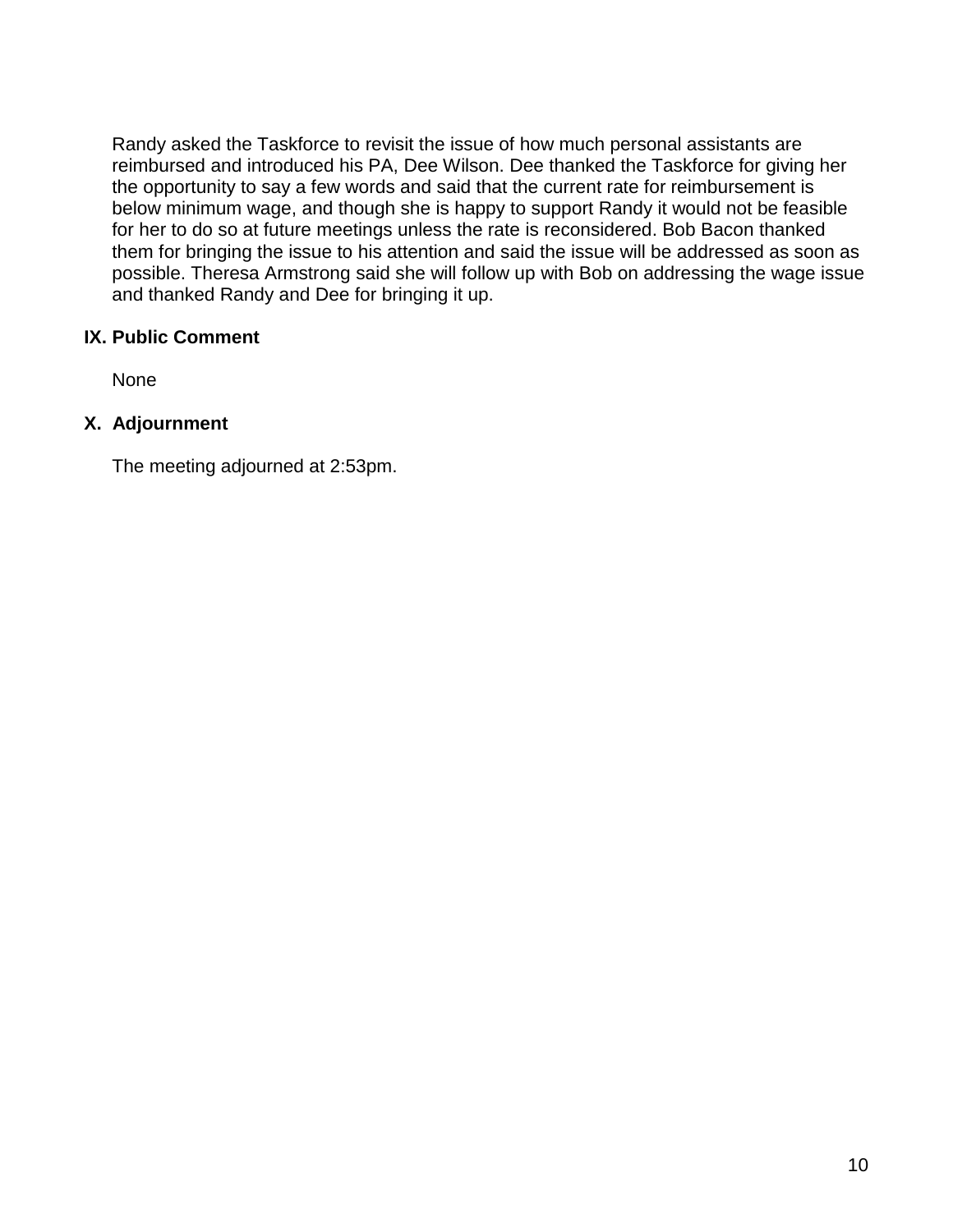Randy asked the Taskforce to revisit the issue of how much personal assistants are reimbursed and introduced his PA, Dee Wilson. Dee thanked the Taskforce for giving her the opportunity to say a few words and said that the current rate for reimbursement is below minimum wage, and though she is happy to support Randy it would not be feasible for her to do so at future meetings unless the rate is reconsidered. Bob Bacon thanked them for bringing the issue to his attention and said the issue will be addressed as soon as possible. Theresa Armstrong said she will follow up with Bob on addressing the wage issue and thanked Randy and Dee for bringing it up.

## IX. Public Comment

None

## X. Adjournment

The meeting adjourned at 2:53pm.